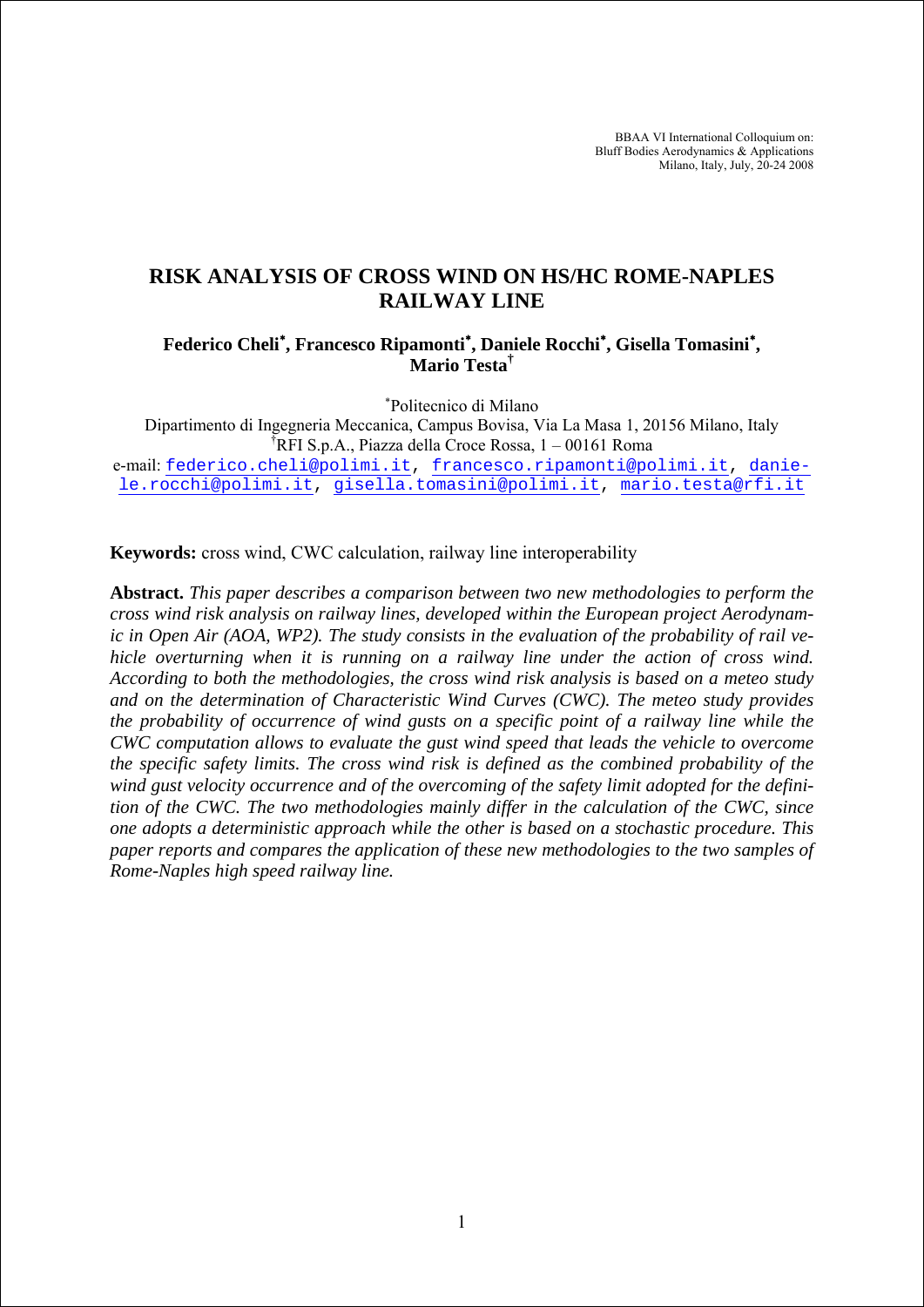BBAA VI International Colloquium on:
Bluff Bodies Aerodynamics & Applications
Milano, Italy, July, 20-24 2008

# RISK ANALYSIS OF CROSS WIND ON HS/HC ROME-NAPLES RAILWAY LINE

**Federico Cheli[\*], Francesco Ripamonti[\*], Daniele Rocchi[\*], Gisella Tomasini[\*], Mario Testa[†]**

[\*]Politecnico di Milano
Dipartimento di Ingegneria Meccanica, Campus Bovisa, Via La Masa 1, 20156 Milano, Italy
[†]RFI S.p.A., Piazza della Croce Rossa, 1 – 00161 Roma
e-mail: federico.cheli@polimi.it, francesco.ripamonti@polimi.it, daniele.rocchi@polimi.it, gisella.tomasini@polimi.it, mario.testa@rfi.it

**Keywords:** cross wind, CWC calculation, railway line interoperability

**Abstract.** *This paper describes a comparison between two new methodologies to perform the cross wind risk analysis on railway lines, developed within the European project Aerodynamic in Open Air (AOA, WP2). The study consists in the evaluation of the probability of rail vehicle overturning when it is running on a railway line under the action of cross wind. According to both the methodologies, the cross wind risk analysis is based on a meteo study and on the determination of Characteristic Wind Curves (CWC). The meteo study provides the probability of occurrence of wind gusts on a specific point of a railway line while the CWC computation allows to evaluate the gust wind speed that leads the vehicle to overcome the specific safety limits. The cross wind risk is defined as the combined probability of the wind gust velocity occurrence and of the overcoming of the safety limit adopted for the definition of the CWC. The two methodologies mainly differ in the calculation of the CWC, since one adopts a deterministic approach while the other is based on a stochastic procedure. This paper reports and compares the application of these new methodologies to the two samples of Rome-Naples high speed railway line.*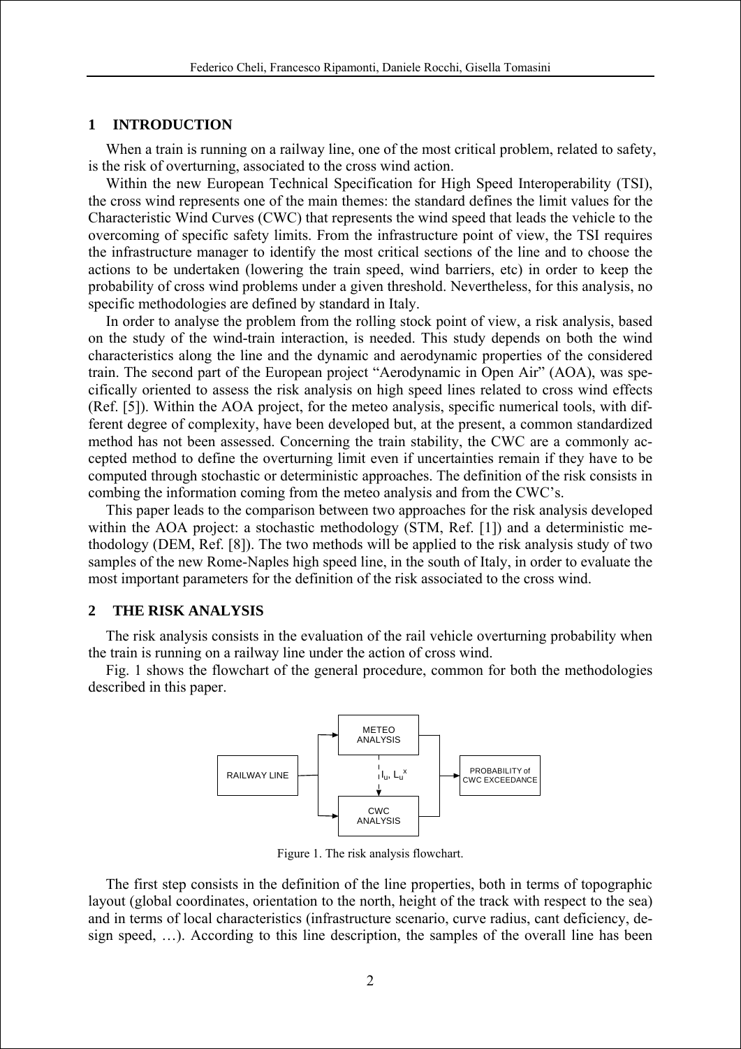## 1 INTRODUCTION

When a train is running on a railway line, one of the most critical problem, related to safety, is the risk of overturning, associated to the cross wind action.

Within the new European Technical Specification for High Speed Interoperability (TSI), the cross wind represents one of the main themes: the standard defines the limit values for the Characteristic Wind Curves (CWC) that represents the wind speed that leads the vehicle to the overcoming of specific safety limits. From the infrastructure point of view, the TSI requires the infrastructure manager to identify the most critical sections of the line and to choose the actions to be undertaken (lowering the train speed, wind barriers, etc) in order to keep the probability of cross wind problems under a given threshold. Nevertheless, for this analysis, no specific methodologies are defined by standard in Italy.

In order to analyse the problem from the rolling stock point of view, a risk analysis, based on the study of the wind-train interaction, is needed. This study depends on both the wind characteristics along the line and the dynamic and aerodynamic properties of the considered train. The second part of the European project "Aerodynamic in Open Air" (AOA), was specifically oriented to assess the risk analysis on high speed lines related to cross wind effects (Ref. [5]). Within the AOA project, for the meteo analysis, specific numerical tools, with different degree of complexity, have been developed but, at the present, a common standardized method has not been assessed. Concerning the train stability, the CWC are a commonly accepted method to define the overturning limit even if uncertainties remain if they have to be computed through stochastic or deterministic approaches. The definition of the risk consists in combing the information coming from the meteo analysis and from the CWC's.

This paper leads to the comparison between two approaches for the risk analysis developed within the AOA project: a stochastic methodology (STM, Ref. [1]) and a deterministic methodology (DEM, Ref. [8]). The two methods will be applied to the risk analysis study of two samples of the new Rome-Naples high speed line, in the south of Italy, in order to evaluate the most important parameters for the definition of the risk associated to the cross wind.

## 2 THE RISK ANALYSIS

The risk analysis consists in the evaluation of the rail vehicle overturning probability when the train is running on a railway line under the action of cross wind.

Fig. 1 shows the flowchart of the general procedure, common for both the methodologies described in this paper.

RAILWAY LINE → METEO ANALYSIS / CWC ANALYSIS ($I_u$, $L_u^x$) → PROBABILITY of CWC EXCEEDANCE

Figure 1. The risk analysis flowchart.

The first step consists in the definition of the line properties, both in terms of topographic layout (global coordinates, orientation to the north, height of the track with respect to the sea) and in terms of local characteristics (infrastructure scenario, curve radius, cant deficiency, design speed, …). According to this line description, the samples of the overall line has been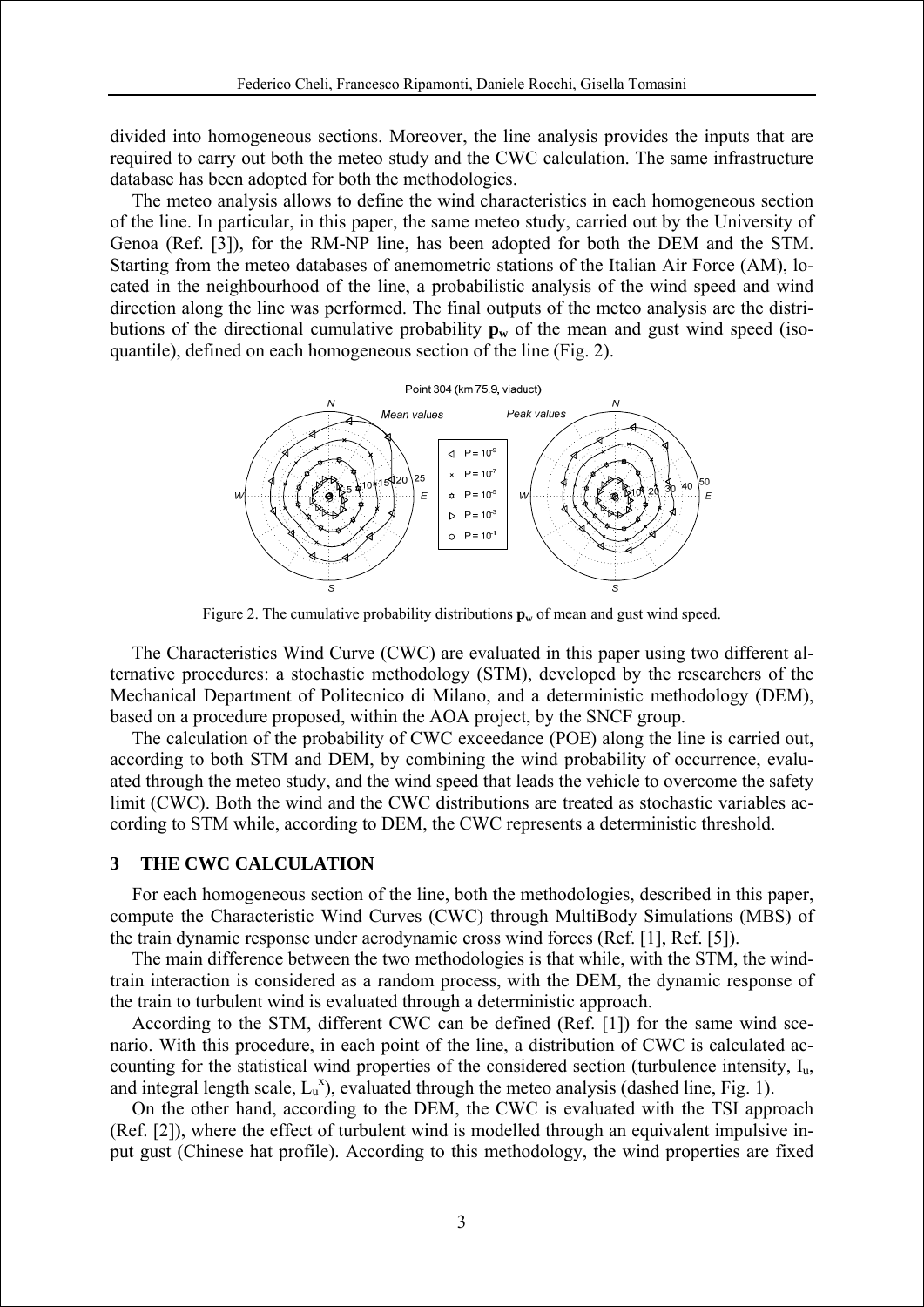divided into homogeneous sections. Moreover, the line analysis provides the inputs that are required to carry out both the meteo study and the CWC calculation. The same infrastructure database has been adopted for both the methodologies.

The meteo analysis allows to define the wind characteristics in each homogeneous section of the line. In particular, in this paper, the same meteo study, carried out by the University of Genoa (Ref. [3]), for the RM-NP line, has been adopted for both the DEM and the STM. Starting from the meteo databases of anemometric stations of the Italian Air Force (AM), located in the neighbourhood of the line, a probabilistic analysis of the wind speed and wind direction along the line was performed. The final outputs of the meteo analysis are the distributions of the directional cumulative probability $\mathbf{p_w}$ of the mean and gust wind speed (iso-quantile), defined on each homogeneous section of the line (Fig. 2).

Figure 2. The cumulative probability distributions $\mathbf{p_w}$ of mean and gust wind speed.

The Characteristics Wind Curve (CWC) are evaluated in this paper using two different alternative procedures: a stochastic methodology (STM), developed by the researchers of the Mechanical Department of Politecnico di Milano, and a deterministic methodology (DEM), based on a procedure proposed, within the AOA project, by the SNCF group.

The calculation of the probability of CWC exceedance (POE) along the line is carried out, according to both STM and DEM, by combining the wind probability of occurrence, evaluated through the meteo study, and the wind speed that leads the vehicle to overcome the safety limit (CWC). Both the wind and the CWC distributions are treated as stochastic variables according to STM while, according to DEM, the CWC represents a deterministic threshold.

## 3 THE CWC CALCULATION

For each homogeneous section of the line, both the methodologies, described in this paper, compute the Characteristic Wind Curves (CWC) through MultiBody Simulations (MBS) of the train dynamic response under aerodynamic cross wind forces (Ref. [1], Ref. [5]).

The main difference between the two methodologies is that while, with the STM, the wind-train interaction is considered as a random process, with the DEM, the dynamic response of the train to turbulent wind is evaluated through a deterministic approach.

According to the STM, different CWC can be defined (Ref. [1]) for the same wind scenario. With this procedure, in each point of the line, a distribution of CWC is calculated accounting for the statistical wind properties of the considered section (turbulence intensity, $I_u$, and integral length scale, $L_u^x$), evaluated through the meteo analysis (dashed line, Fig. 1).

On the other hand, according to the DEM, the CWC is evaluated with the TSI approach (Ref. [2]), where the effect of turbulent wind is modelled through an equivalent impulsive input gust (Chinese hat profile). According to this methodology, the wind properties are fixed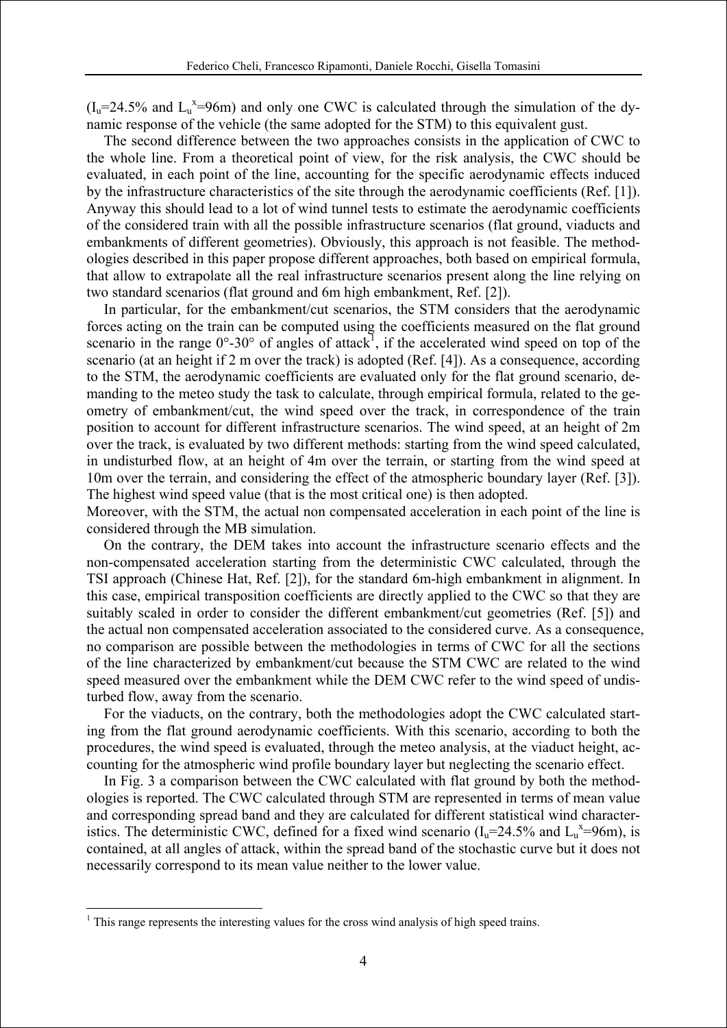($I_u$=24.5% and $L_u^x$=96m) and only one CWC is calculated through the simulation of the dynamic response of the vehicle (the same adopted for the STM) to this equivalent gust.

The second difference between the two approaches consists in the application of CWC to the whole line. From a theoretical point of view, for the risk analysis, the CWC should be evaluated, in each point of the line, accounting for the specific aerodynamic effects induced by the infrastructure characteristics of the site through the aerodynamic coefficients (Ref. [1]). Anyway this should lead to a lot of wind tunnel tests to estimate the aerodynamic coefficients of the considered train with all the possible infrastructure scenarios (flat ground, viaducts and embankments of different geometries). Obviously, this approach is not feasible. The methodologies described in this paper propose different approaches, both based on empirical formula, that allow to extrapolate all the real infrastructure scenarios present along the line relying on two standard scenarios (flat ground and 6m high embankment, Ref. [2]).

In particular, for the embankment/cut scenarios, the STM considers that the aerodynamic forces acting on the train can be computed using the coefficients measured on the flat ground scenario in the range 0°-30° of angles of attack[1], if the accelerated wind speed on top of the scenario (at an height if 2 m over the track) is adopted (Ref. [4]). As a consequence, according to the STM, the aerodynamic coefficients are evaluated only for the flat ground scenario, demanding to the meteo study the task to calculate, through empirical formula, related to the geometry of embankment/cut, the wind speed over the track, in correspondence of the train position to account for different infrastructure scenarios. The wind speed, at an height of 2m over the track, is evaluated by two different methods: starting from the wind speed calculated, in undisturbed flow, at an height of 4m over the terrain, or starting from the wind speed at 10m over the terrain, and considering the effect of the atmospheric boundary layer (Ref. [3]). The highest wind speed value (that is the most critical one) is then adopted.

Moreover, with the STM, the actual non compensated acceleration in each point of the line is considered through the MB simulation.

On the contrary, the DEM takes into account the infrastructure scenario effects and the non-compensated acceleration starting from the deterministic CWC calculated, through the TSI approach (Chinese Hat, Ref. [2]), for the standard 6m-high embankment in alignment. In this case, empirical transposition coefficients are directly applied to the CWC so that they are suitably scaled in order to consider the different embankment/cut geometries (Ref. [5]) and the actual non compensated acceleration associated to the considered curve. As a consequence, no comparison are possible between the methodologies in terms of CWC for all the sections of the line characterized by embankment/cut because the STM CWC are related to the wind speed measured over the embankment while the DEM CWC refer to the wind speed of undisturbed flow, away from the scenario.

For the viaducts, on the contrary, both the methodologies adopt the CWC calculated starting from the flat ground aerodynamic coefficients. With this scenario, according to both the procedures, the wind speed is evaluated, through the meteo analysis, at the viaduct height, accounting for the atmospheric wind profile boundary layer but neglecting the scenario effect.

In Fig. 3 a comparison between the CWC calculated with flat ground by both the methodologies is reported. The CWC calculated through STM are represented in terms of mean value and corresponding spread band and they are calculated for different statistical wind characteristics. The deterministic CWC, defined for a fixed wind scenario ($I_u$=24.5% and $L_u^x$=96m), is contained, at all angles of attack, within the spread band of the stochastic curve but it does not necessarily correspond to its mean value neither to the lower value.

[1] This range represents the interesting values for the cross wind analysis of high speed trains.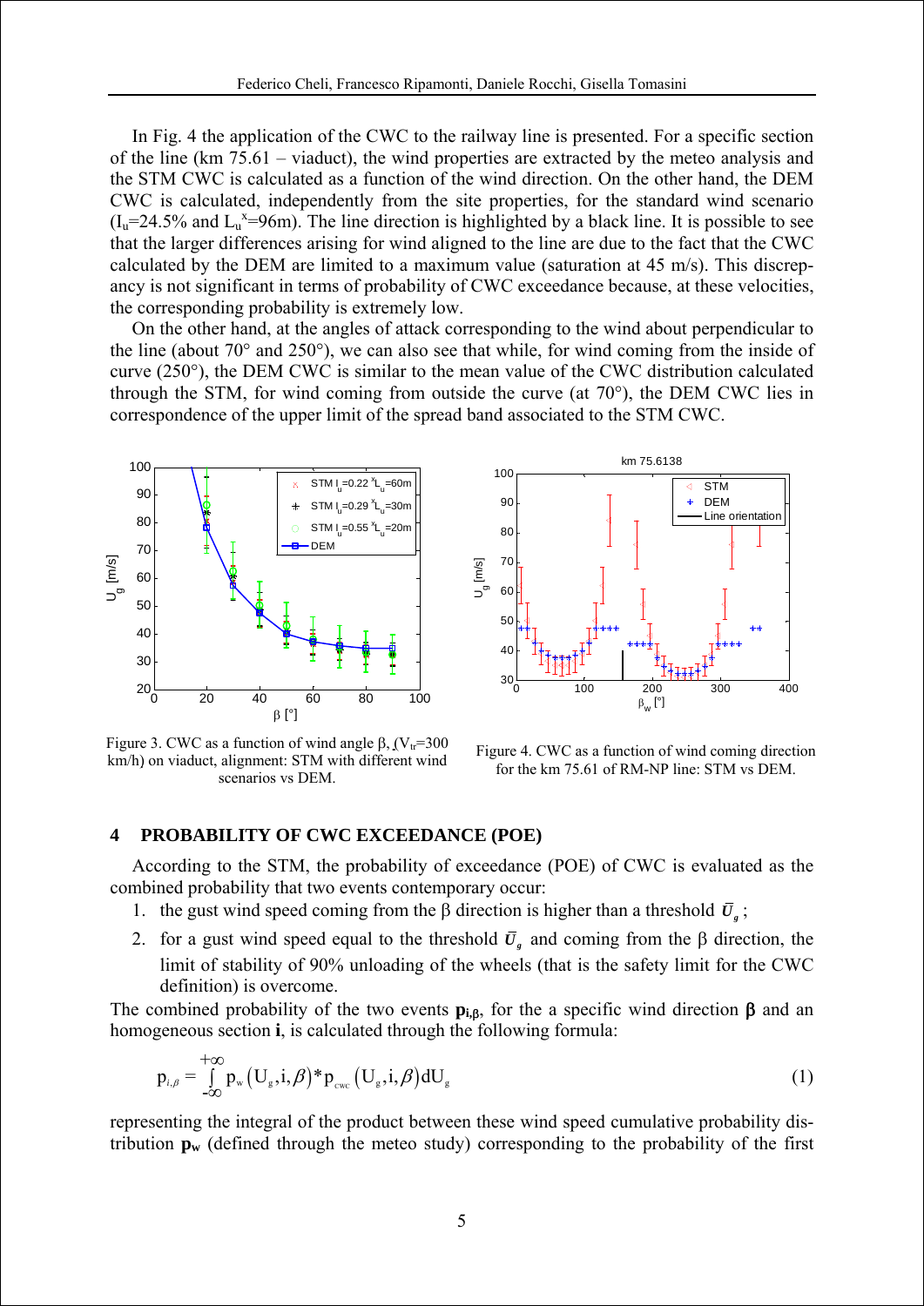In Fig. 4 the application of the CWC to the railway line is presented. For a specific section of the line (km 75.61 – viaduct), the wind properties are extracted by the meteo analysis and the STM CWC is calculated as a function of the wind direction. On the other hand, the DEM CWC is calculated, independently from the site properties, for the standard wind scenario ($I_u$=24.5% and $L_u^x$=96m). The line direction is highlighted by a black line. It is possible to see that the larger differences arising for wind aligned to the line are due to the fact that the CWC calculated by the DEM are limited to a maximum value (saturation at 45 m/s). This discrepancy is not significant in terms of probability of CWC exceedance because, at these velocities, the corresponding probability is extremely low.

On the other hand, at the angles of attack corresponding to the wind about perpendicular to the line (about 70° and 250°), we can also see that while, for wind coming from the inside of curve (250°), the DEM CWC is similar to the mean value of the CWC distribution calculated through the STM, for wind coming from outside the curve (at 70°), the DEM CWC lies in correspondence of the upper limit of the spread band associated to the STM CWC.

Figure 3. CWC as a function of wind angle β, ($V_{tr}$=300 km/h) on viaduct, alignment: STM with different wind scenarios vs DEM.

Figure 4. CWC as a function of wind coming direction for the km 75.61 of RM-NP line: STM vs DEM.

## 4 PROBABILITY OF CWC EXCEEDANCE (POE)

According to the STM, the probability of exceedance (POE) of CWC is evaluated as the combined probability that two events contemporary occur:

1. the gust wind speed coming from the β direction is higher than a threshold $\bar{U}_g$;
2. for a gust wind speed equal to the threshold $\bar{U}_g$ and coming from the β direction, the limit of stability of 90% unloading of the wheels (that is the safety limit for the CWC definition) is overcome.

The combined probability of the two events $\mathbf{p_{i,\beta}}$, for the a specific wind direction $\boldsymbol{\beta}$ and an homogeneous section **i**, is calculated through the following formula:

$$p_{i,\beta} = \int_{-\infty}^{+\infty} p_w\left(U_g, i, \beta\right) * p_{cwc}\left(U_g, i, \beta\right) dU_g \tag{1}$$

representing the integral of the product between these wind speed cumulative probability distribution $\mathbf{p_w}$ (defined through the meteo study) corresponding to the probability of the first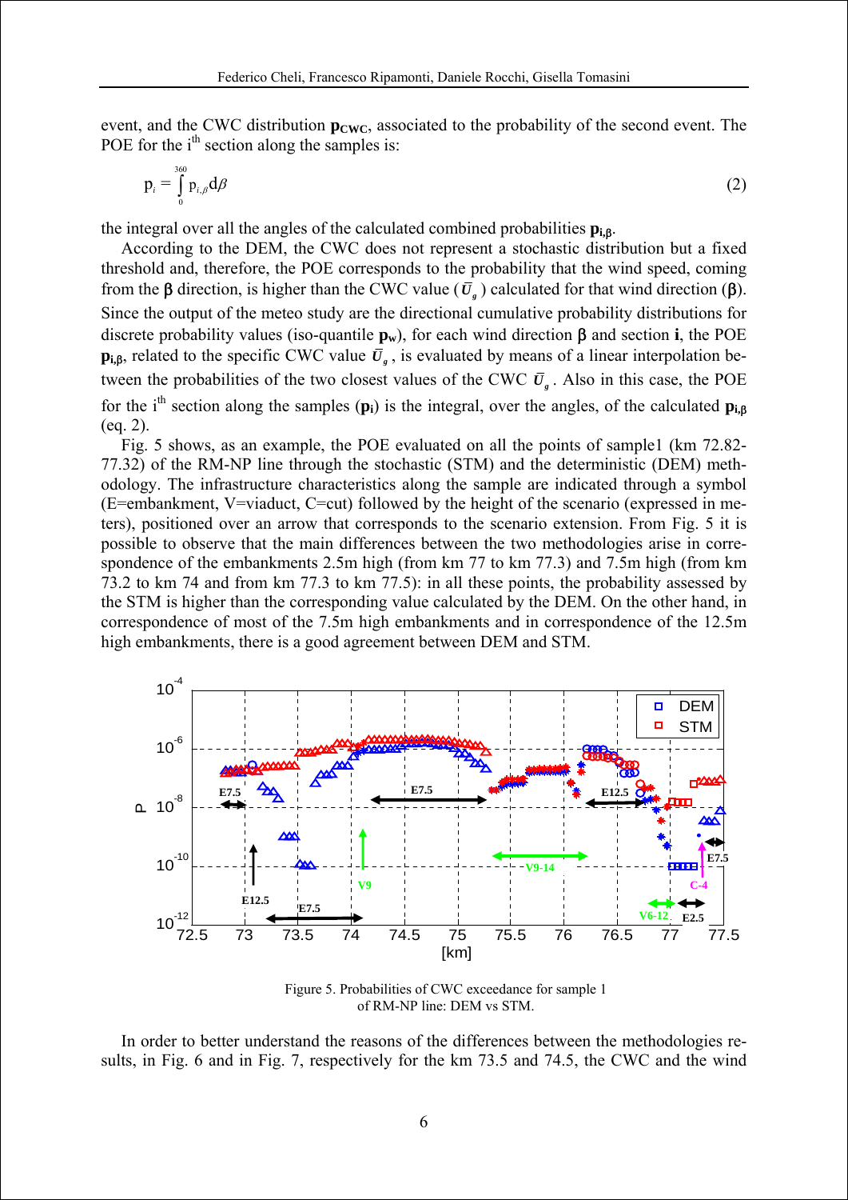event, and the CWC distribution $\mathbf{p}_{\mathbf{CWC}}$, associated to the probability of the second event. The POE for the i[th] section along the samples is:

$$p_i = \int_0^{360} p_{i,\beta} d\beta \tag{2}$$

the integral over all the angles of the calculated combined probabilities $\mathbf{p}_{\mathbf{i},\boldsymbol{\beta}}$.

According to the DEM, the CWC does not represent a stochastic distribution but a fixed threshold and, therefore, the POE corresponds to the probability that the wind speed, coming from the $\boldsymbol{\beta}$ direction, is higher than the CWC value ($\bar{U}_g$) calculated for that wind direction ($\boldsymbol{\beta}$). Since the output of the meteo study are the directional cumulative probability distributions for discrete probability values (iso-quantile $\mathbf{p}_\mathbf{w}$), for each wind direction $\boldsymbol{\beta}$ and section **i**, the POE $\mathbf{p}_{\mathbf{i},\boldsymbol{\beta}}$, related to the specific CWC value $\bar{U}_g$, is evaluated by means of a linear interpolation between the probabilities of the two closest values of the CWC $\bar{U}_g$. Also in this case, the POE for the i[th] section along the samples ($\mathbf{p}_\mathbf{i}$) is the integral, over the angles, of the calculated $\mathbf{p}_{\mathbf{i},\boldsymbol{\beta}}$ (eq. 2).

Fig. 5 shows, as an example, the POE evaluated on all the points of sample1 (km 72.82-77.32) of the RM-NP line through the stochastic (STM) and the deterministic (DEM) methodology. The infrastructure characteristics along the sample are indicated through a symbol (E=embankment, V=viaduct, C=cut) followed by the height of the scenario (expressed in meters), positioned over an arrow that corresponds to the scenario extension. From Fig. 5 it is possible to observe that the main differences between the two methodologies arise in correspondence of the embankments 2.5m high (from km 77 to km 77.3) and 7.5m high (from km 73.2 to km 74 and from km 77.3 to km 77.5): in all these points, the probability assessed by the STM is higher than the corresponding value calculated by the DEM. On the other hand, in correspondence of most of the 7.5m high embankments and in correspondence of the 12.5m high embankments, there is a good agreement between DEM and STM.

Figure 5. Probabilities of CWC exceedance for sample 1 of RM-NP line: DEM vs STM.

In order to better understand the reasons of the differences between the methodologies results, in Fig. 6 and in Fig. 7, respectively for the km 73.5 and 74.5, the CWC and the wind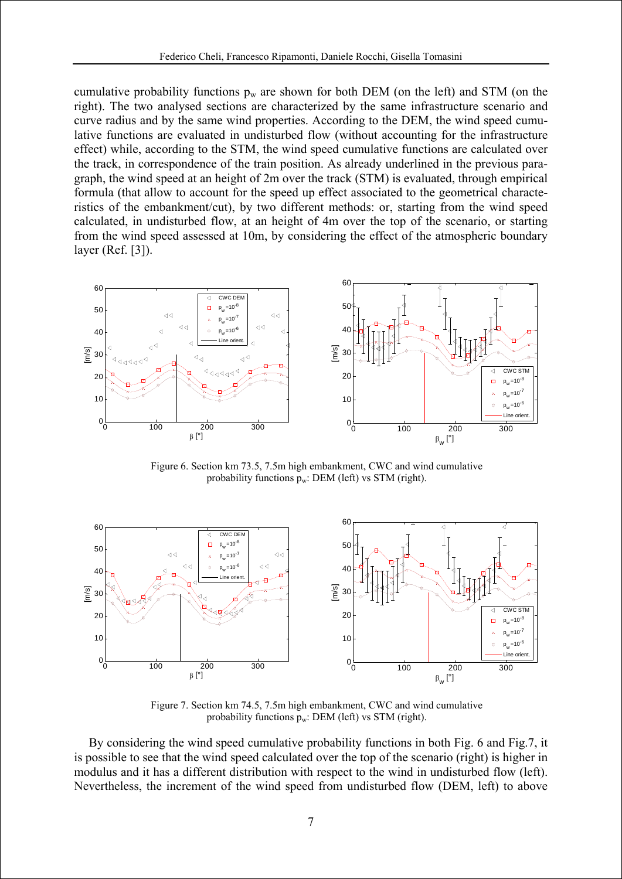cumulative probability functions $p_w$ are shown for both DEM (on the left) and STM (on the right). The two analysed sections are characterized by the same infrastructure scenario and curve radius and by the same wind properties. According to the DEM, the wind speed cumulative functions are evaluated in undisturbed flow (without accounting for the infrastructure effect) while, according to the STM, the wind speed cumulative functions are calculated over the track, in correspondence of the train position. As already underlined in the previous paragraph, the wind speed at an height of 2m over the track (STM) is evaluated, through empirical formula (that allow to account for the speed up effect associated to the geometrical characteristics of the embankment/cut), by two different methods: or, starting from the wind speed calculated, in undisturbed flow, at an height of 4m over the top of the scenario, or starting from the wind speed assessed at 10m, by considering the effect of the atmospheric boundary layer (Ref. [3]).

Figure 6. Section km 73.5, 7.5m high embankment, CWC and wind cumulative probability functions $p_w$: DEM (left) vs STM (right).

Figure 7. Section km 74.5, 7.5m high embankment, CWC and wind cumulative probability functions $p_w$: DEM (left) vs STM (right).

By considering the wind speed cumulative probability functions in both Fig. 6 and Fig.7, it is possible to see that the wind speed calculated over the top of the scenario (right) is higher in modulus and it has a different distribution with respect to the wind in undisturbed flow (left). Nevertheless, the increment of the wind speed from undisturbed flow (DEM, left) to above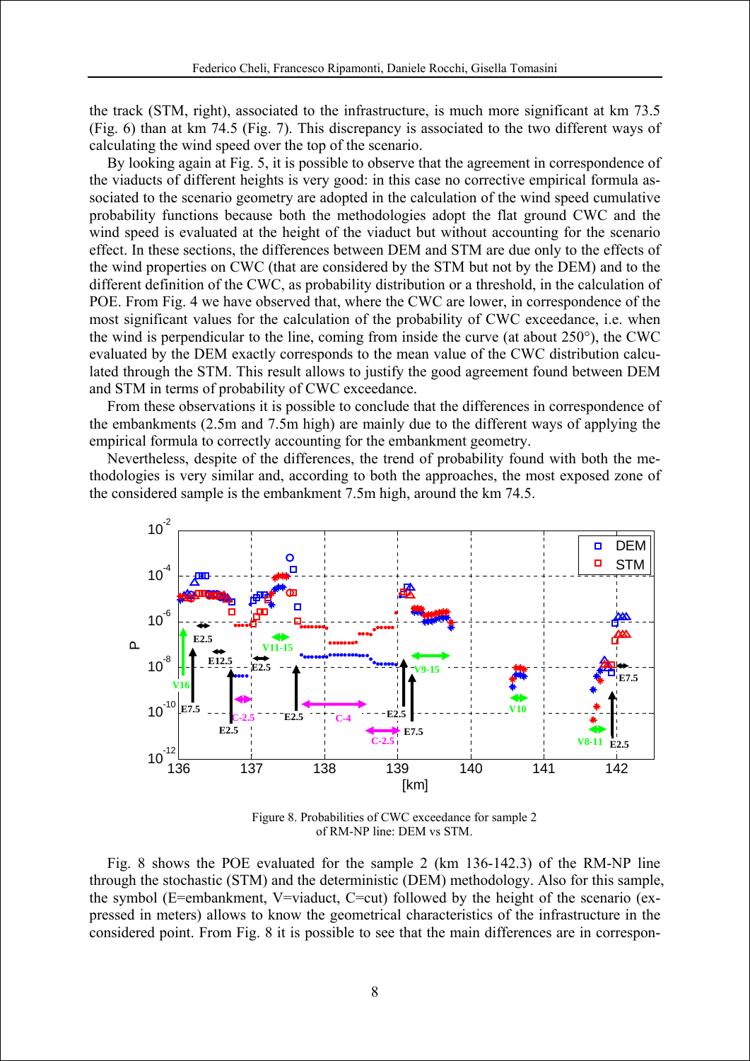the track (STM, right), associated to the infrastructure, is much more significant at km 73.5 (Fig. 6) than at km 74.5 (Fig. 7). This discrepancy is associated to the two different ways of calculating the wind speed over the top of the scenario.

By looking again at Fig. 5, it is possible to observe that the agreement in correspondence of the viaducts of different heights is very good: in this case no corrective empirical formula associated to the scenario geometry are adopted in the calculation of the wind speed cumulative probability functions because both the methodologies adopt the flat ground CWC and the wind speed is evaluated at the height of the viaduct but without accounting for the scenario effect. In these sections, the differences between DEM and STM are due only to the effects of the wind properties on CWC (that are considered by the STM but not by the DEM) and to the different definition of the CWC, as probability distribution or a threshold, in the calculation of POE. From Fig. 4 we have observed that, where the CWC are lower, in correspondence of the most significant values for the calculation of the probability of CWC exceedance, i.e. when the wind is perpendicular to the line, coming from inside the curve (at about 250°), the CWC evaluated by the DEM exactly corresponds to the mean value of the CWC distribution calculated through the STM. This result allows to justify the good agreement found between DEM and STM in terms of probability of CWC exceedance.

From these observations it is possible to conclude that the differences in correspondence of the embankments (2.5m and 7.5m high) are mainly due to the different ways of applying the empirical formula to correctly accounting for the embankment geometry.

Nevertheless, despite of the differences, the trend of probability found with both the methodologies is very similar and, according to both the approaches, the most exposed zone of the considered sample is the embankment 7.5m high, around the km 74.5.

Figure 8. Probabilities of CWC exceedance for sample 2 of RM-NP line: DEM vs STM.

Fig. 8 shows the POE evaluated for the sample 2 (km 136-142.3) of the RM-NP line through the stochastic (STM) and the deterministic (DEM) methodology. Also for this sample, the symbol (E=embankment, V=viaduct, C=cut) followed by the height of the scenario (expressed in meters) allows to know the geometrical characteristics of the infrastructure in the considered point. From Fig. 8 it is possible to see that the main differences are in correspon-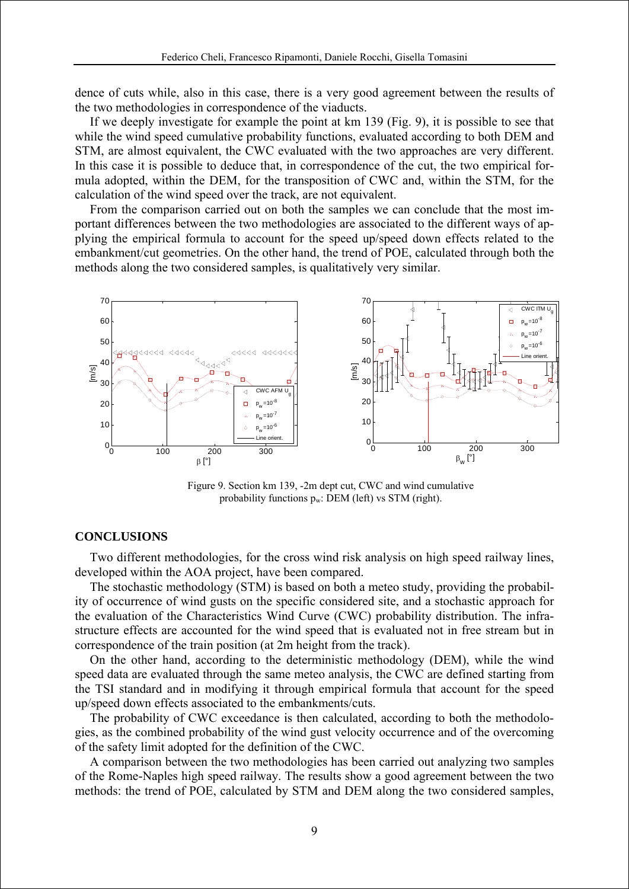dence of cuts while, also in this case, there is a very good agreement between the results of the two methodologies in correspondence of the viaducts.

If we deeply investigate for example the point at km 139 (Fig. 9), it is possible to see that while the wind speed cumulative probability functions, evaluated according to both DEM and STM, are almost equivalent, the CWC evaluated with the two approaches are very different. In this case it is possible to deduce that, in correspondence of the cut, the two empirical formula adopted, within the DEM, for the transposition of CWC and, within the STM, for the calculation of the wind speed over the track, are not equivalent.

From the comparison carried out on both the samples we can conclude that the most important differences between the two methodologies are associated to the different ways of applying the empirical formula to account for the speed up/speed down effects related to the embankment/cut geometries. On the other hand, the trend of POE, calculated through both the methods along the two considered samples, is qualitatively very similar.

Figure 9. Section km 139, -2m dept cut, CWC and wind cumulative probability functions $p_w$: DEM (left) vs STM (right).

## CONCLUSIONS

Two different methodologies, for the cross wind risk analysis on high speed railway lines, developed within the AOA project, have been compared.

The stochastic methodology (STM) is based on both a meteo study, providing the probability of occurrence of wind gusts on the specific considered site, and a stochastic approach for the evaluation of the Characteristics Wind Curve (CWC) probability distribution. The infrastructure effects are accounted for the wind speed that is evaluated not in free stream but in correspondence of the train position (at 2m height from the track).

On the other hand, according to the deterministic methodology (DEM), while the wind speed data are evaluated through the same meteo analysis, the CWC are defined starting from the TSI standard and in modifying it through empirical formula that account for the speed up/speed down effects associated to the embankments/cuts.

The probability of CWC exceedance is then calculated, according to both the methodologies, as the combined probability of the wind gust velocity occurrence and of the overcoming of the safety limit adopted for the definition of the CWC.

A comparison between the two methodologies has been carried out analyzing two samples of the Rome-Naples high speed railway. The results show a good agreement between the two methods: the trend of POE, calculated by STM and DEM along the two considered samples,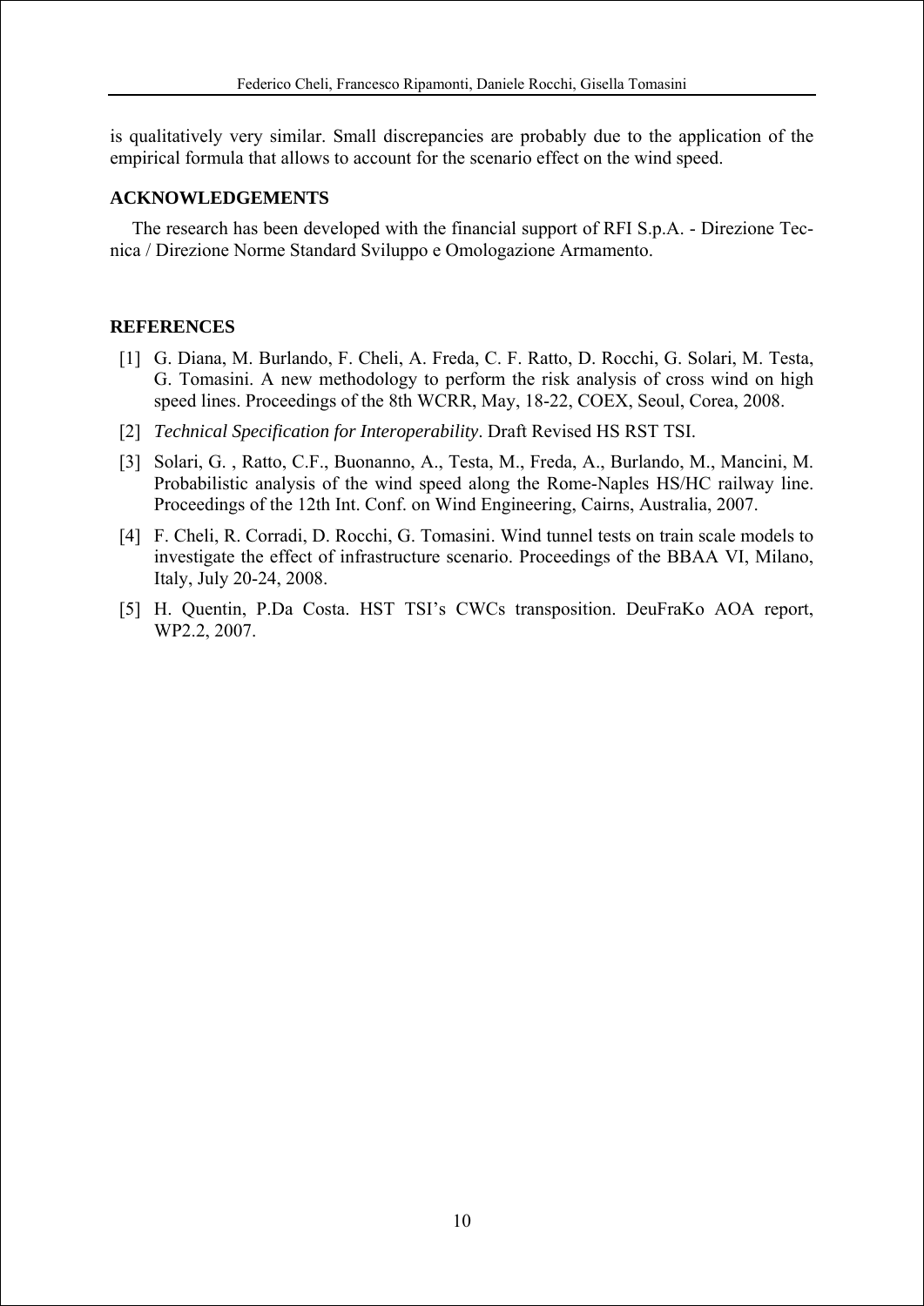is qualitatively very similar. Small discrepancies are probably due to the application of the empirical formula that allows to account for the scenario effect on the wind speed.

## ACKNOWLEDGEMENTS

The research has been developed with the financial support of RFI S.p.A. - Direzione Tecnica / Direzione Norme Standard Sviluppo e Omologazione Armamento.

## REFERENCES

[1] G. Diana, M. Burlando, F. Cheli, A. Freda, C. F. Ratto, D. Rocchi, G. Solari, M. Testa, G. Tomasini. A new methodology to perform the risk analysis of cross wind on high speed lines. Proceedings of the 8th WCRR, May, 18-22, COEX, Seoul, Corea, 2008.

[2] *Technical Specification for Interoperability*. Draft Revised HS RST TSI.

[3] Solari, G. , Ratto, C.F., Buonanno, A., Testa, M., Freda, A., Burlando, M., Mancini, M. Probabilistic analysis of the wind speed along the Rome-Naples HS/HC railway line. Proceedings of the 12th Int. Conf. on Wind Engineering, Cairns, Australia, 2007.

[4] F. Cheli, R. Corradi, D. Rocchi, G. Tomasini. Wind tunnel tests on train scale models to investigate the effect of infrastructure scenario. Proceedings of the BBAA VI, Milano, Italy, July 20-24, 2008.

[5] H. Quentin, P.Da Costa. HST TSI's CWCs transposition. DeuFraKo AOA report, WP2.2, 2007.